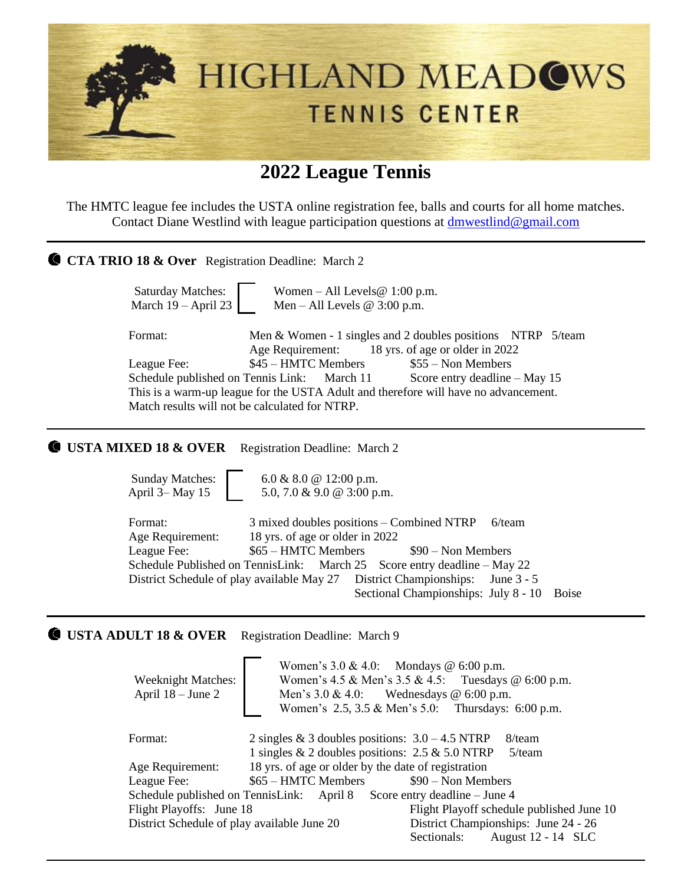# HIGHLAND MEADOWS
## TENNIS CENTER

# 2022 League Tennis

The HMTC league fee includes the USTA online registration fee, balls and courts for all home matches. Contact Diane Westlind with league participation questions at dmwestlind@gmail.com

---

### CTA TRIO 18 & Over   Registration Deadline: March 2

Saturday Matches: March 19 – April 23
- Women – All Levels@ 1:00 p.m.
- Men – All Levels @ 3:00 p.m.

Format: Men & Women - 1 singles and 2 doubles positions   NTRP   5/team
Age Requirement: 18 yrs. of age or older in 2022
League Fee: $45 – HMTC Members   $55 – Non Members
Schedule published on Tennis Link: March 11   Score entry deadline – May 15
This is a warm-up league for the USTA Adult and therefore will have no advancement. Match results will not be calculated for NTRP.

---

### USTA MIXED 18 & OVER   Registration Deadline: March 2

Sunday Matches: April 3– May 15
- 6.0 & 8.0 @ 12:00 p.m.
- 5.0, 7.0 & 9.0 @ 3:00 p.m.

Format: 3 mixed doubles positions – Combined NTRP   6/team
Age Requirement: 18 yrs. of age or older in 2022
League Fee: $65 – HMTC Members   $90 – Non Members
Schedule Published on TennisLink: March 25   Score entry deadline – May 22
District Schedule of play available May 27   District Championships: June 3 - 5
Sectional Championships: July 8 - 10   Boise

---

### USTA ADULT 18 & OVER   Registration Deadline: March 9

Weeknight Matches: April 18 – June 2
- Women's 3.0 & 4.0: Mondays @ 6:00 p.m.
- Women's 4.5 & Men's 3.5 & 4.5: Tuesdays @ 6:00 p.m.
- Men's 3.0 & 4.0: Wednesdays @ 6:00 p.m.
- Women's 2.5, 3.5 & Men's 5.0: Thursdays: 6:00 p.m.

Format: 2 singles & 3 doubles positions: 3.0 – 4.5 NTRP   8/team
1 singles & 2 doubles positions: 2.5 & 5.0 NTRP   5/team
Age Requirement: 18 yrs. of age or older by the date of registration
League Fee: $65 – HMTC Members   $90 – Non Members
Schedule published on TennisLink: April 8   Score entry deadline – June 4
Flight Playoffs: June 18   Flight Playoff schedule published June 10
District Schedule of play available June 20   District Championships: June 24 - 26
Sectionals: August 12 - 14 SLC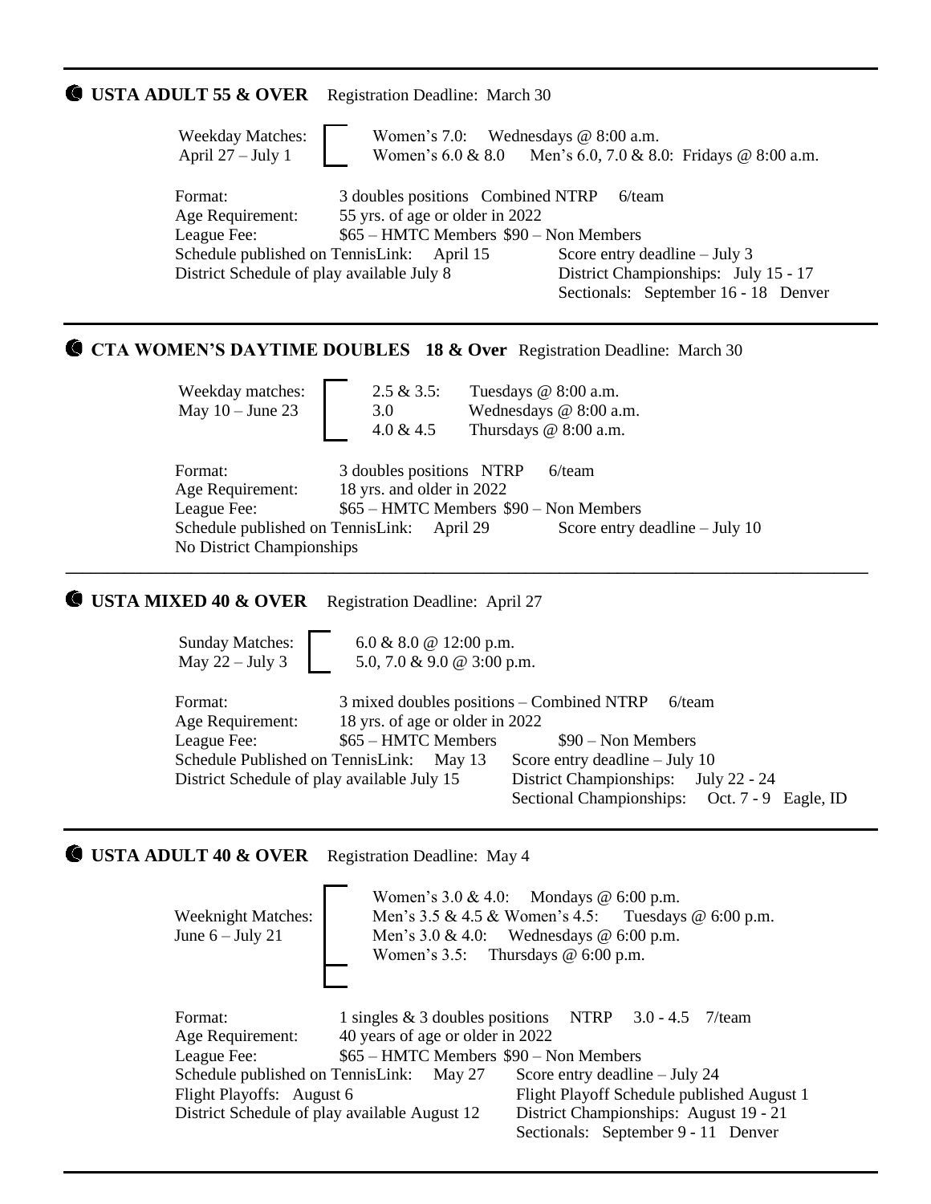## USTA ADULT 55 & OVER — Registration Deadline: March 30

**Weekday Matches:** April 27 – July 1
- Women's 7.0: Wednesdays @ 8:00 a.m.
- Women's 6.0 & 8.0 Men's 6.0, 7.0 & 8.0: Fridays @ 8:00 a.m.

Format: 3 doubles positions Combined NTRP 6/team
Age Requirement: 55 yrs. of age or older in 2022
League Fee: $65 – HMTC Members $90 – Non Members
Schedule published on TennisLink: April 15
Score entry deadline – July 3
District Schedule of play available July 8
District Championships: July 15 - 17
Sectionals: September 16 - 18 Denver

## CTA WOMEN'S DAYTIME DOUBLES 18 & Over — Registration Deadline: March 30

**Weekday matches:** May 10 – June 23
- 2.5 & 3.5: Tuesdays @ 8:00 a.m.
- 3.0: Wednesdays @ 8:00 a.m.
- 4.0 & 4.5: Thursdays @ 8:00 a.m.

Format: 3 doubles positions NTRP 6/team
Age Requirement: 18 yrs. and older in 2022
League Fee: $65 – HMTC Members $90 – Non Members
Schedule published on TennisLink: April 29
Score entry deadline – July 10
No District Championships

## USTA MIXED 40 & OVER — Registration Deadline: April 27

**Sunday Matches:** May 22 – July 3
- 6.0 & 8.0 @ 12:00 p.m.
- 5.0, 7.0 & 9.0 @ 3:00 p.m.

Format: 3 mixed doubles positions – Combined NTRP 6/team
Age Requirement: 18 yrs. of age or older in 2022
League Fee: $65 – HMTC Members $90 – Non Members
Schedule Published on TennisLink: May 13
Score entry deadline – July 10
District Schedule of play available July 15
District Championships: July 22 - 24
Sectional Championships: Oct. 7 - 9 Eagle, ID

## USTA ADULT 40 & OVER — Registration Deadline: May 4

**Weeknight Matches:** June 6 – July 21
- Women's 3.0 & 4.0: Mondays @ 6:00 p.m.
- Men's 3.5 & 4.5 & Women's 4.5: Tuesdays @ 6:00 p.m.
- Men's 3.0 & 4.0: Wednesdays @ 6:00 p.m.
- Women's 3.5: Thursdays @ 6:00 p.m.

Format: 1 singles & 3 doubles positions NTRP 3.0 - 4.5 7/team
Age Requirement: 40 years of age or older in 2022
League Fee: $65 – HMTC Members $90 – Non Members
Schedule published on TennisLink: May 27
Score entry deadline – July 24
Flight Playoffs: August 6
Flight Playoff Schedule published August 1
District Schedule of play available August 12
District Championships: August 19 - 21
Sectionals: September 9 - 11 Denver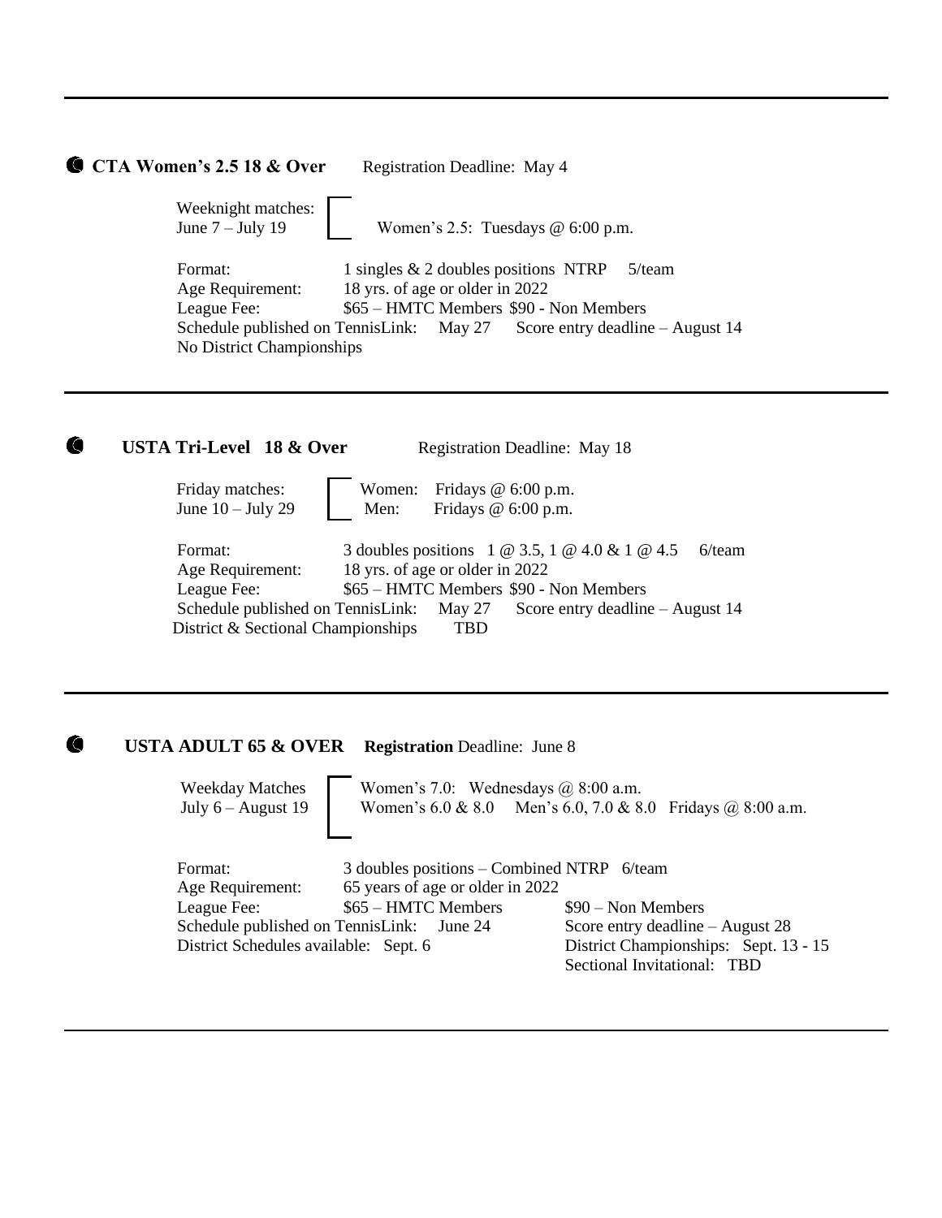---

**CTA Women's 2.5 18 & Over** Registration Deadline: May 4

Weeknight matches:
June 7 – July 19

- Women's 2.5: Tuesdays @ 6:00 p.m.

Format: 1 singles & 2 doubles positions NTRP 5/team
Age Requirement: 18 yrs. of age or older in 2022
League Fee: $65 – HMTC Members $90 - Non Members
Schedule published on TennisLink: May 27 Score entry deadline – August 14
No District Championships

---

**USTA Tri-Level 18 & Over** Registration Deadline: May 18

Friday matches:
June 10 – July 29

- Women: Fridays @ 6:00 p.m.
- Men: Fridays @ 6:00 p.m.

Format: 3 doubles positions 1 @ 3.5, 1 @ 4.0 & 1 @ 4.5 6/team
Age Requirement: 18 yrs. of age or older in 2022
League Fee: $65 – HMTC Members $90 - Non Members
Schedule published on TennisLink: May 27 Score entry deadline – August 14
District & Sectional Championships TBD

---

**USTA ADULT 65 & OVER** **Registration** Deadline: June 8

Weekday Matches
July 6 – August 19

- Women's 7.0: Wednesdays @ 8:00 a.m.
- Women's 6.0 & 8.0 Men's 6.0, 7.0 & 8.0 Fridays @ 8:00 a.m.

Format: 3 doubles positions – Combined NTRP 6/team
Age Requirement: 65 years of age or older in 2022
League Fee: $65 – HMTC Members $90 – Non Members
Schedule published on TennisLink: June 24 Score entry deadline – August 28
District Schedules available: Sept. 6 District Championships: Sept. 13 - 15
Sectional Invitational: TBD

---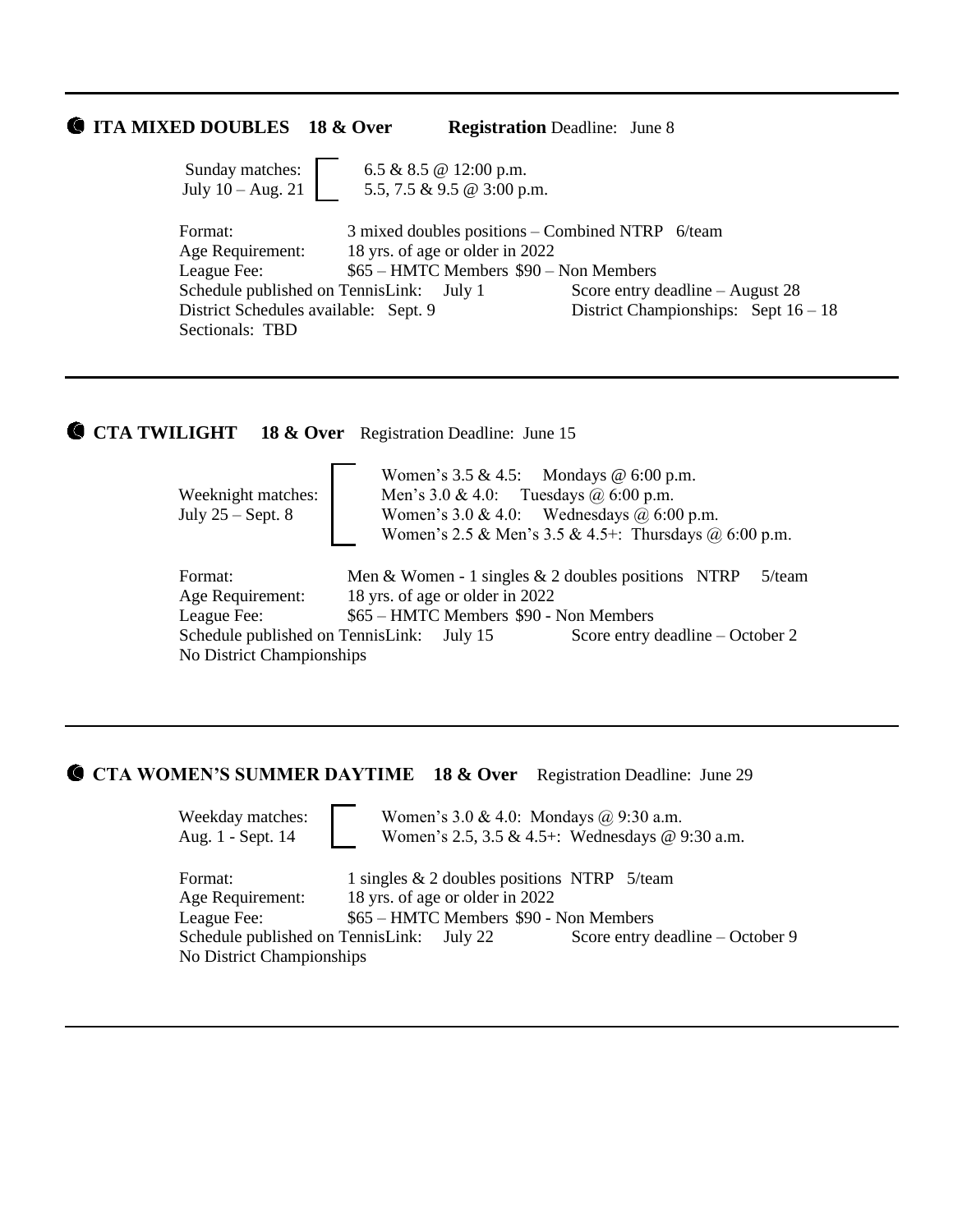---

## ◐ ITA MIXED DOUBLES **18 & Over** **Registration** Deadline: June 8

Sunday matches: July 10 – Aug. 21
- 6.5 & 8.5 @ 12:00 p.m.
- 5.5, 7.5 & 9.5 @ 3:00 p.m.

Format: 3 mixed doubles positions – Combined NTRP 6/team
Age Requirement: 18 yrs. of age or older in 2022
League Fee: $65 – HMTC Members $90 – Non Members
Schedule published on TennisLink: July 1 Score entry deadline – August 28
District Schedules available: Sept. 9 District Championships: Sept 16 – 18
Sectionals: TBD

---

## ◐ CTA TWILIGHT **18 & Over** Registration Deadline: June 15

Weeknight matches: July 25 – Sept. 8
- Women's 3.5 & 4.5: Mondays @ 6:00 p.m.
- Men's 3.0 & 4.0: Tuesdays @ 6:00 p.m.
- Women's 3.0 & 4.0: Wednesdays @ 6:00 p.m.
- Women's 2.5 & Men's 3.5 & 4.5+: Thursdays @ 6:00 p.m.

Format: Men & Women - 1 singles & 2 doubles positions NTRP 5/team
Age Requirement: 18 yrs. of age or older in 2022
League Fee: $65 – HMTC Members $90 - Non Members
Schedule published on TennisLink: July 15 Score entry deadline – October 2
No District Championships

---

## ◐ CTA WOMEN'S SUMMER DAYTIME **18 & Over** Registration Deadline: June 29

Weekday matches: Aug. 1 - Sept. 14
- Women's 3.0 & 4.0: Mondays @ 9:30 a.m.
- Women's 2.5, 3.5 & 4.5+: Wednesdays @ 9:30 a.m.

Format: 1 singles & 2 doubles positions NTRP 5/team
Age Requirement: 18 yrs. of age or older in 2022
League Fee: $65 – HMTC Members $90 - Non Members
Schedule published on TennisLink: July 22 Score entry deadline – October 9
No District Championships

---